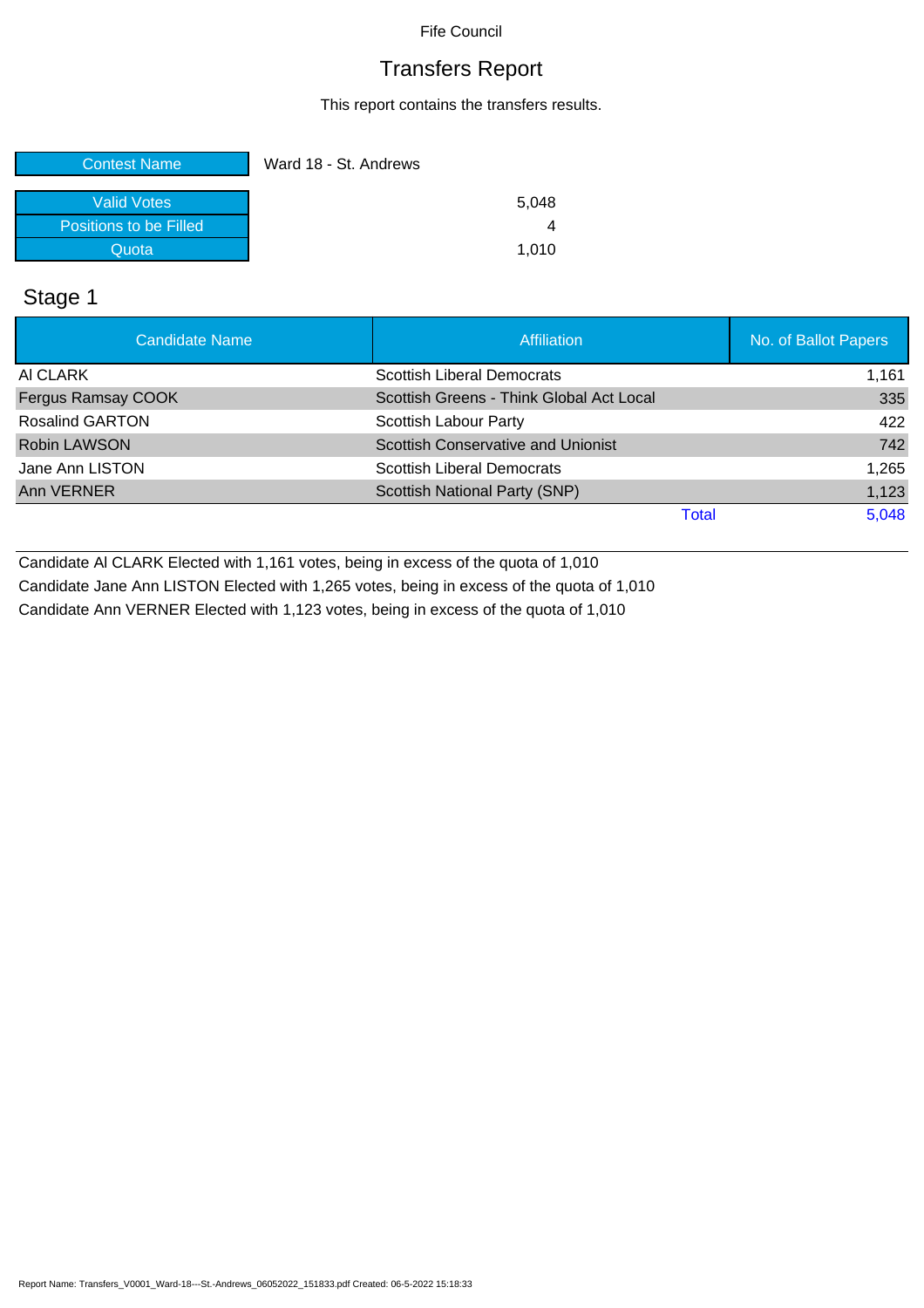Fife Council

# Transfers Report

This report contains the transfers results.

| Contest Name | Ward 18 - St. Andrews |
|---|---|
| Valid Votes | 5,048 |
| Positions to be Filled | 4 |
| Quota | 1,010 |

## Stage 1

| Candidate Name | Affiliation | No. of Ballot Papers |
|---|---|---|
| Al CLARK | Scottish Liberal Democrats | 1,161 |
| Fergus Ramsay COOK | Scottish Greens - Think Global Act Local | 335 |
| Rosalind GARTON | Scottish Labour Party | 422 |
| Robin LAWSON | Scottish Conservative and Unionist | 742 |
| Jane Ann LISTON | Scottish Liberal Democrats | 1,265 |
| Ann VERNER | Scottish National Party (SNP) | 1,123 |
| | Total | 5,048 |

Candidate Al CLARK Elected with 1,161 votes, being in excess of the quota of 1,010

Candidate Jane Ann LISTON Elected with 1,265 votes, being in excess of the quota of 1,010

Candidate Ann VERNER Elected with 1,123 votes, being in excess of the quota of 1,010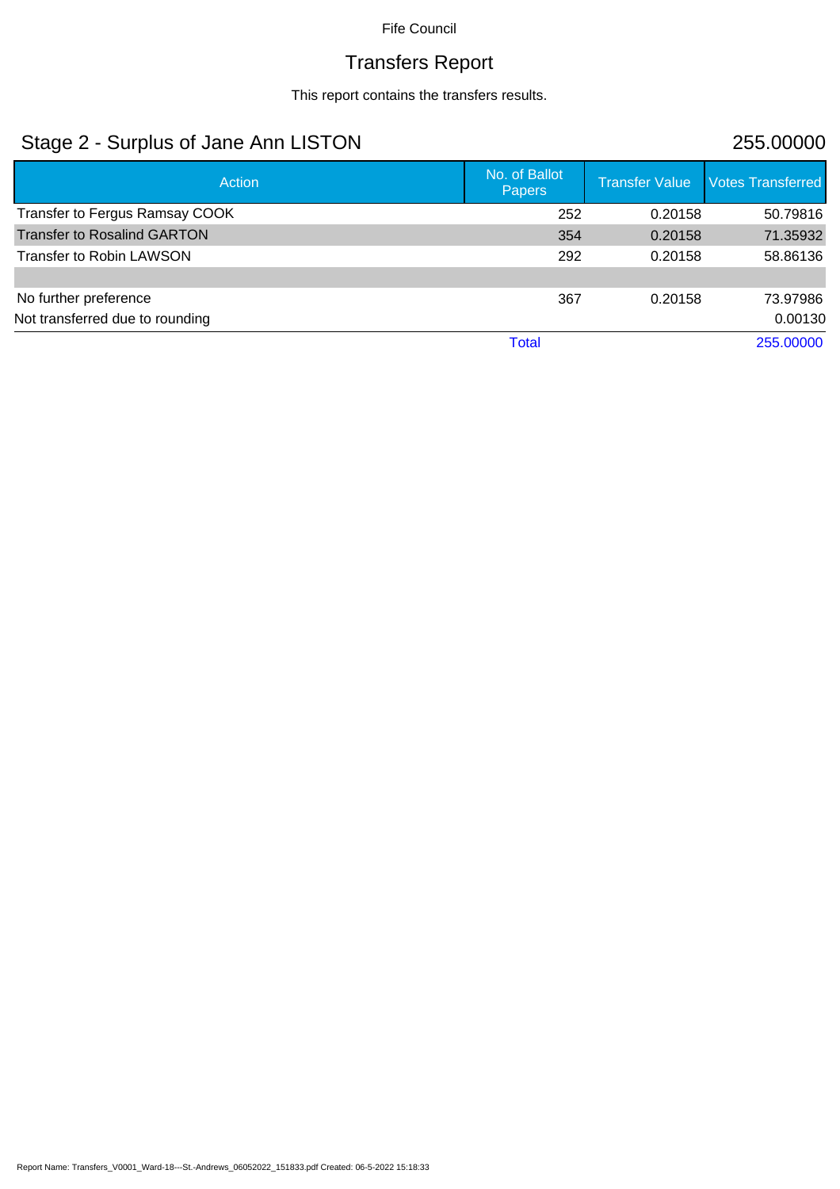Fife Council

# Transfers Report

This report contains the transfers results.

## Stage 2 - Surplus of Jane Ann LISTON 255.00000

| Action | No. of Ballot Papers | Transfer Value | Votes Transferred |
|---|---|---|---|
| Transfer to Fergus Ramsay COOK | 252 | 0.20158 | 50.79816 |
| Transfer to Rosalind GARTON | 354 | 0.20158 | 71.35932 |
| Transfer to Robin LAWSON | 292 | 0.20158 | 58.86136 |
| | | | |
| No further preference | 367 | 0.20158 | 73.97986 |
| Not transferred due to rounding | | | 0.00130 |
| | Total | | 255.00000 |

Report Name: Transfers_V0001_Ward-18---St.-Andrews_06052022_151833.pdf Created: 06-5-2022 15:18:33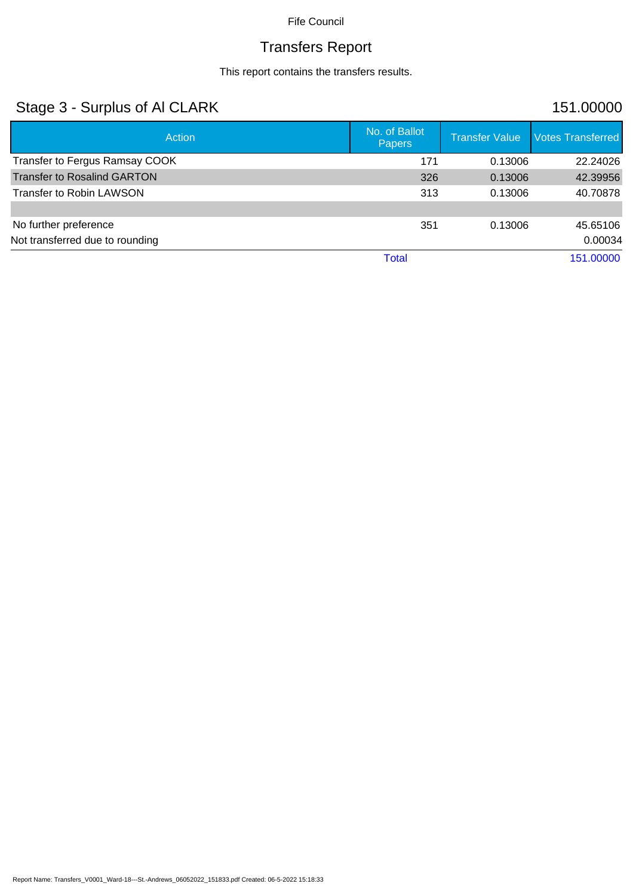Fife Council

# Transfers Report

This report contains the transfers results.

## Stage 3 - Surplus of Al CLARK 151.00000

| Action | No. of Ballot Papers | Transfer Value | Votes Transferred |
|---|---|---|---|
| Transfer to Fergus Ramsay COOK | 171 | 0.13006 | 22.24026 |
| Transfer to Rosalind GARTON | 326 | 0.13006 | 42.39956 |
| Transfer to Robin LAWSON | 313 | 0.13006 | 40.70878 |
| | | | |
| No further preference | 351 | 0.13006 | 45.65106 |
| Not transferred due to rounding | | | 0.00034 |
| | Total | | 151.00000 |

Report Name: Transfers_V0001_Ward-18---St.-Andrews_06052022_151833.pdf Created: 06-5-2022 15:18:33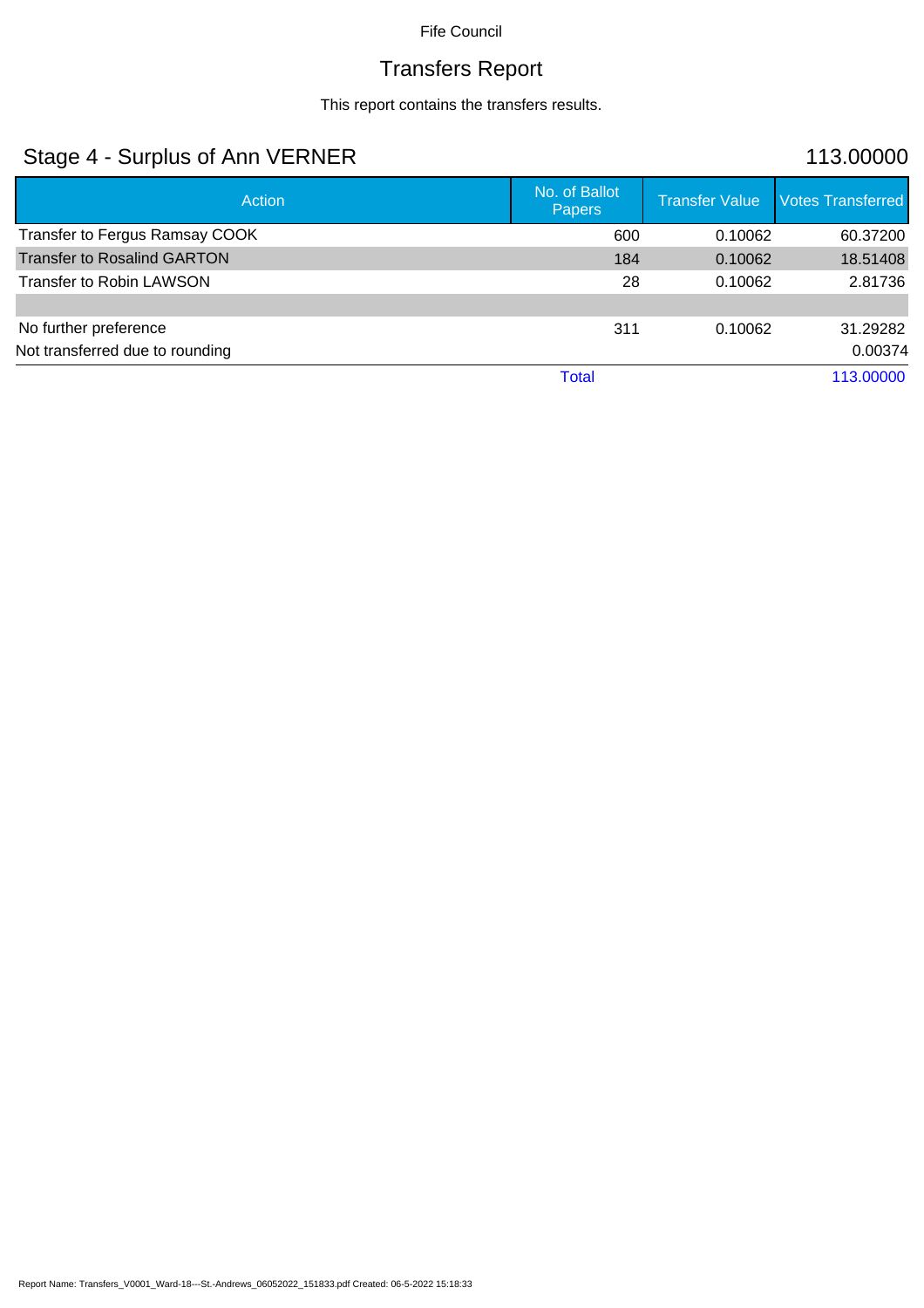Fife Council

# Transfers Report

This report contains the transfers results.

## Stage 4 - Surplus of Ann VERNER — 113.00000

| Action | No. of Ballot Papers | Transfer Value | Votes Transferred |
|---|---|---|---|
| Transfer to Fergus Ramsay COOK | 600 | 0.10062 | 60.37200 |
| Transfer to Rosalind GARTON | 184 | 0.10062 | 18.51408 |
| Transfer to Robin LAWSON | 28 | 0.10062 | 2.81736 |
| | | | |
| No further preference | 311 | 0.10062 | 31.29282 |
| Not transferred due to rounding | | | 0.00374 |
| | Total | | 113.00000 |

Report Name: Transfers_V0001_Ward-18---St.-Andrews_06052022_151833.pdf Created: 06-5-2022 15:18:33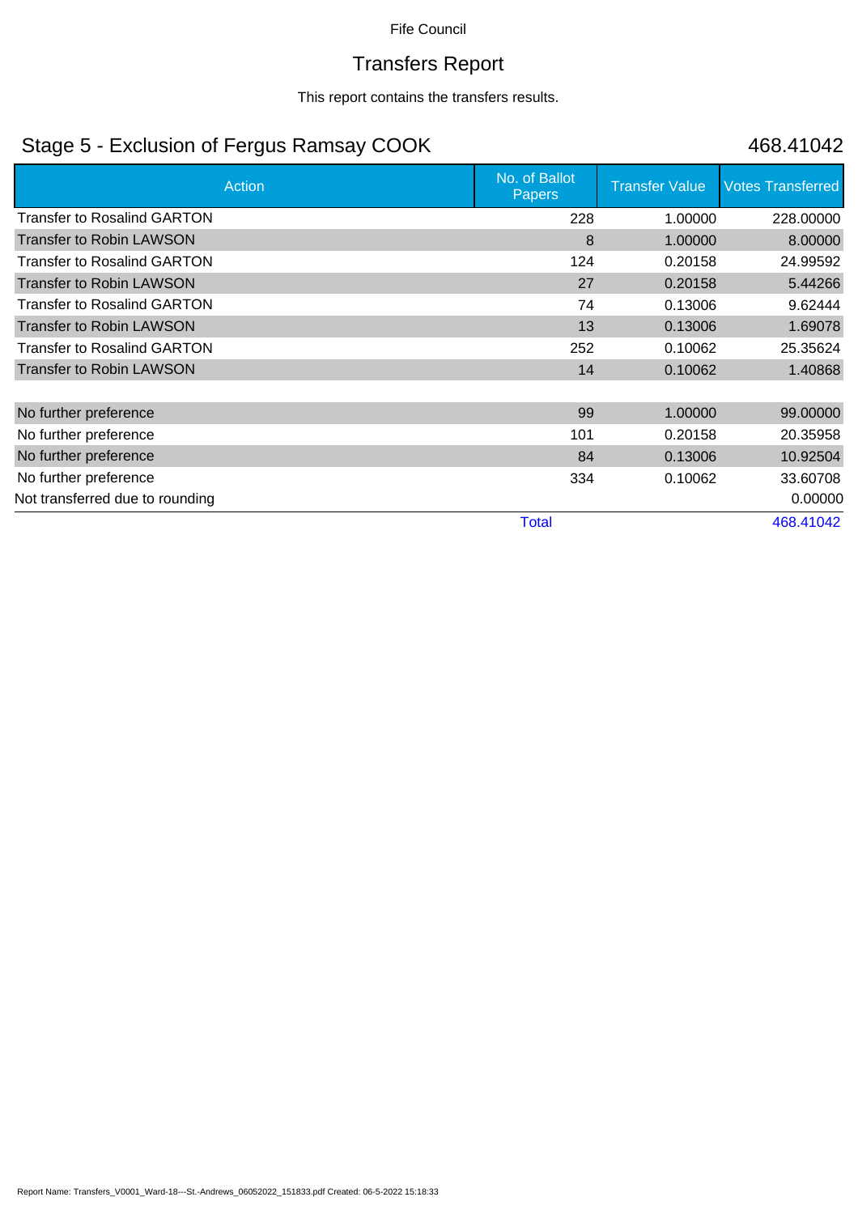Fife Council

# Transfers Report

This report contains the transfers results.

## Stage 5 - Exclusion of Fergus Ramsay COOK 468.41042

| Action | No. of Ballot Papers | Transfer Value | Votes Transferred |
|---|---|---|---|
| Transfer to Rosalind GARTON | 228 | 1.00000 | 228.00000 |
| Transfer to Robin LAWSON | 8 | 1.00000 | 8.00000 |
| Transfer to Rosalind GARTON | 124 | 0.20158 | 24.99592 |
| Transfer to Robin LAWSON | 27 | 0.20158 | 5.44266 |
| Transfer to Rosalind GARTON | 74 | 0.13006 | 9.62444 |
| Transfer to Robin LAWSON | 13 | 0.13006 | 1.69078 |
| Transfer to Rosalind GARTON | 252 | 0.10062 | 25.35624 |
| Transfer to Robin LAWSON | 14 | 0.10062 | 1.40868 |
| | | | |
| No further preference | 99 | 1.00000 | 99.00000 |
| No further preference | 101 | 0.20158 | 20.35958 |
| No further preference | 84 | 0.13006 | 10.92504 |
| No further preference | 334 | 0.10062 | 33.60708 |
| Not transferred due to rounding | | | 0.00000 |
| | Total | | 468.41042 |

Report Name: Transfers_V0001_Ward-18---St.-Andrews_06052022_151833.pdf Created: 06-5-2022 15:18:33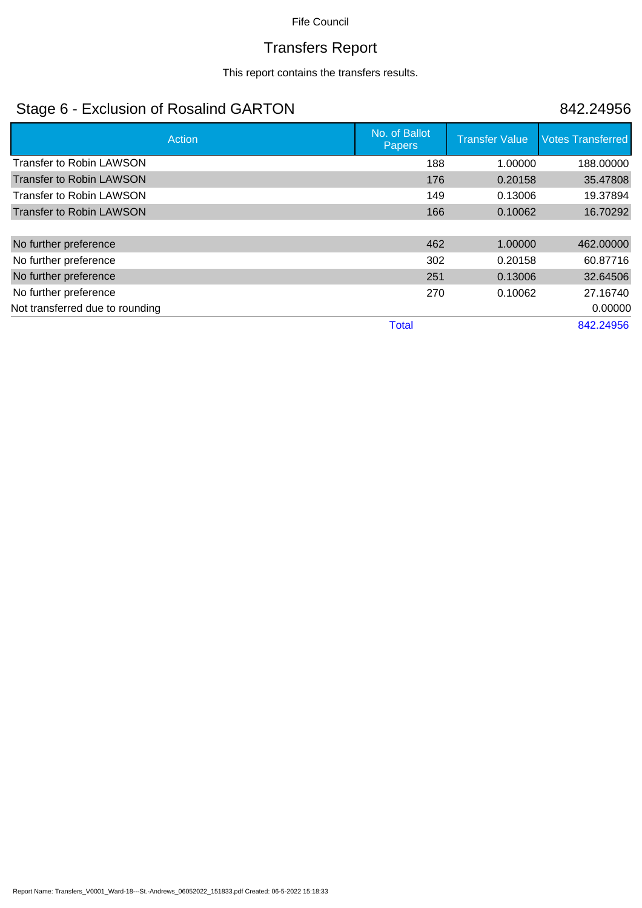Fife Council

# Transfers Report

This report contains the transfers results.

## Stage 6 - Exclusion of Rosalind GARTON

842.24956

| Action | No. of Ballot Papers | Transfer Value | Votes Transferred |
|---|---|---|---|
| Transfer to Robin LAWSON | 188 | 1.00000 | 188.00000 |
| Transfer to Robin LAWSON | 176 | 0.20158 | 35.47808 |
| Transfer to Robin LAWSON | 149 | 0.13006 | 19.37894 |
| Transfer to Robin LAWSON | 166 | 0.10062 | 16.70292 |
| | | | |
| No further preference | 462 | 1.00000 | 462.00000 |
| No further preference | 302 | 0.20158 | 60.87716 |
| No further preference | 251 | 0.13006 | 32.64506 |
| No further preference | 270 | 0.10062 | 27.16740 |
| Not transferred due to rounding | | | 0.00000 |
| | Total | | 842.24956 |

Report Name: Transfers_V0001_Ward-18---St.-Andrews_06052022_151833.pdf Created: 06-5-2022 15:18:33